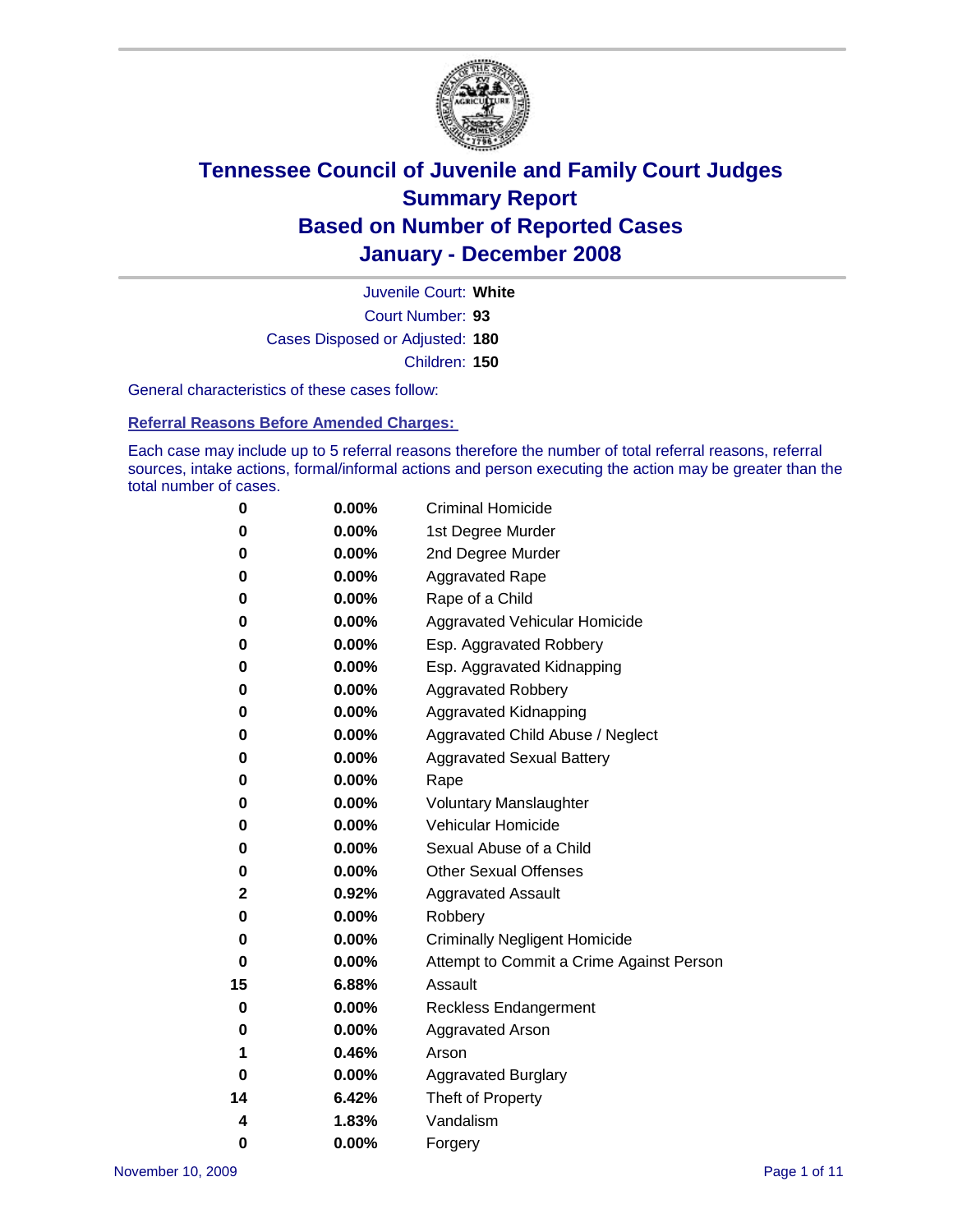# Tennessee Council of Juvenile and Family Court Judges
# Summary Report
# Based on Number of Reported Cases
# January - December 2008

Juvenile Court: **White**

Court Number: **93**

Cases Disposed or Adjusted: **180**

Children: **150**

General characteristics of these cases follow:

## Referral Reasons Before Amended Charges:

Each case may include up to 5 referral reasons therefore the number of total referral reasons, referral sources, intake actions, formal/informal actions and person executing the action may be greater than the total number of cases.

| | | |
|---|---|---|
| 0 | 0.00% | Criminal Homicide |
| 0 | 0.00% | 1st Degree Murder |
| 0 | 0.00% | 2nd Degree Murder |
| 0 | 0.00% | Aggravated Rape |
| 0 | 0.00% | Rape of a Child |
| 0 | 0.00% | Aggravated Vehicular Homicide |
| 0 | 0.00% | Esp. Aggravated Robbery |
| 0 | 0.00% | Esp. Aggravated Kidnapping |
| 0 | 0.00% | Aggravated Robbery |
| 0 | 0.00% | Aggravated Kidnapping |
| 0 | 0.00% | Aggravated Child Abuse / Neglect |
| 0 | 0.00% | Aggravated Sexual Battery |
| 0 | 0.00% | Rape |
| 0 | 0.00% | Voluntary Manslaughter |
| 0 | 0.00% | Vehicular Homicide |
| 0 | 0.00% | Sexual Abuse of a Child |
| 0 | 0.00% | Other Sexual Offenses |
| 2 | 0.92% | Aggravated Assault |
| 0 | 0.00% | Robbery |
| 0 | 0.00% | Criminally Negligent Homicide |
| 0 | 0.00% | Attempt to Commit a Crime Against Person |
| 15 | 6.88% | Assault |
| 0 | 0.00% | Reckless Endangerment |
| 0 | 0.00% | Aggravated Arson |
| 1 | 0.46% | Arson |
| 0 | 0.00% | Aggravated Burglary |
| 14 | 6.42% | Theft of Property |
| 4 | 1.83% | Vandalism |
| 0 | 0.00% | Forgery |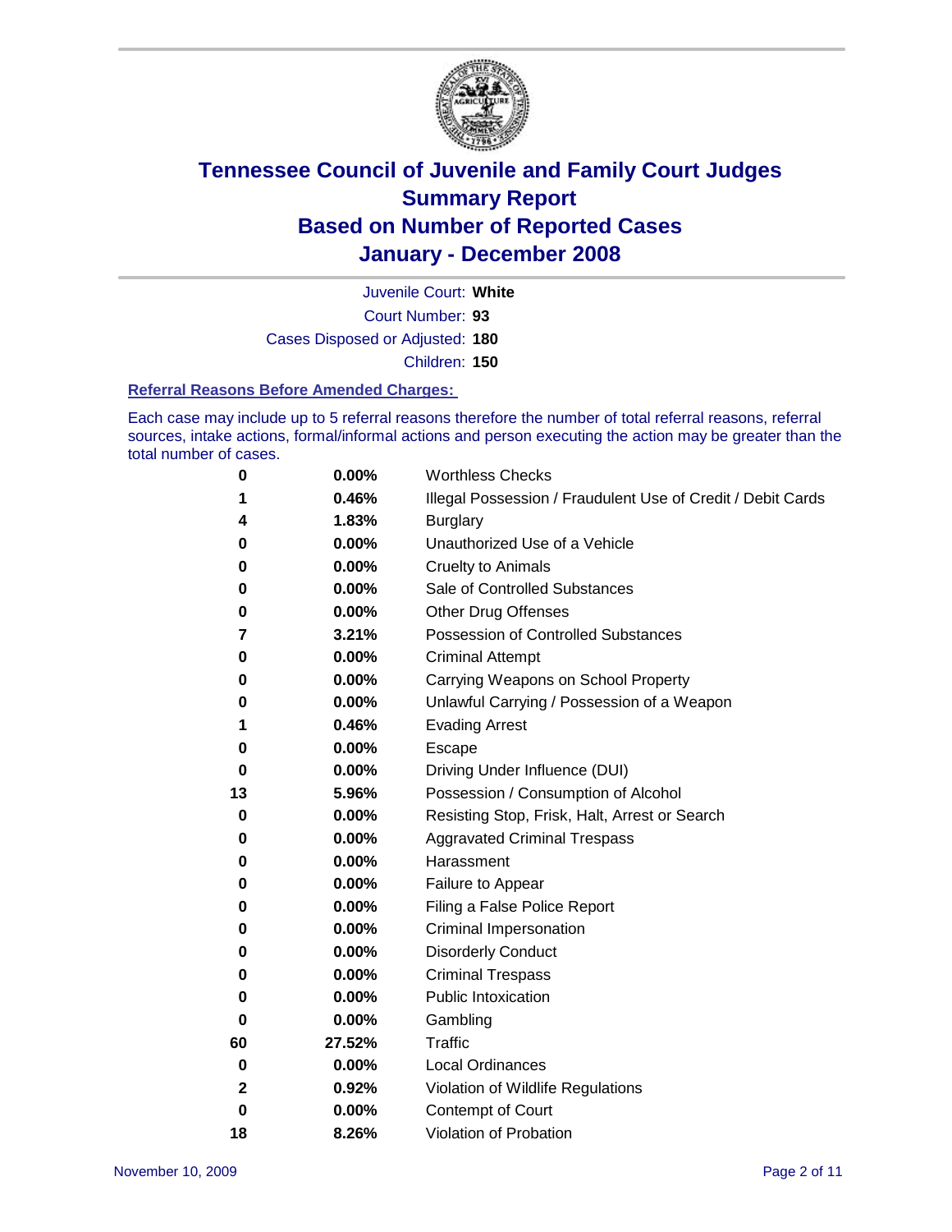# Tennessee Council of Juvenile and Family Court Judges
# Summary Report
# Based on Number of Reported Cases
# January - December 2008

Juvenile Court: **White**

Court Number: **93**

Cases Disposed or Adjusted: **180**

Children: **150**

### Referral Reasons Before Amended Charges:

Each case may include up to 5 referral reasons therefore the number of total referral reasons, referral sources, intake actions, formal/informal actions and person executing the action may be greater than the total number of cases.

| Count | Percent | Referral Reason |
|---|---|---|
| 0 | 0.00% | Worthless Checks |
| 1 | 0.46% | Illegal Possession / Fraudulent Use of Credit / Debit Cards |
| 4 | 1.83% | Burglary |
| 0 | 0.00% | Unauthorized Use of a Vehicle |
| 0 | 0.00% | Cruelty to Animals |
| 0 | 0.00% | Sale of Controlled Substances |
| 0 | 0.00% | Other Drug Offenses |
| 7 | 3.21% | Possession of Controlled Substances |
| 0 | 0.00% | Criminal Attempt |
| 0 | 0.00% | Carrying Weapons on School Property |
| 0 | 0.00% | Unlawful Carrying / Possession of a Weapon |
| 1 | 0.46% | Evading Arrest |
| 0 | 0.00% | Escape |
| 0 | 0.00% | Driving Under Influence (DUI) |
| 13 | 5.96% | Possession / Consumption of Alcohol |
| 0 | 0.00% | Resisting Stop, Frisk, Halt, Arrest or Search |
| 0 | 0.00% | Aggravated Criminal Trespass |
| 0 | 0.00% | Harassment |
| 0 | 0.00% | Failure to Appear |
| 0 | 0.00% | Filing a False Police Report |
| 0 | 0.00% | Criminal Impersonation |
| 0 | 0.00% | Disorderly Conduct |
| 0 | 0.00% | Criminal Trespass |
| 0 | 0.00% | Public Intoxication |
| 0 | 0.00% | Gambling |
| 60 | 27.52% | Traffic |
| 0 | 0.00% | Local Ordinances |
| 2 | 0.92% | Violation of Wildlife Regulations |
| 0 | 0.00% | Contempt of Court |
| 18 | 8.26% | Violation of Probation |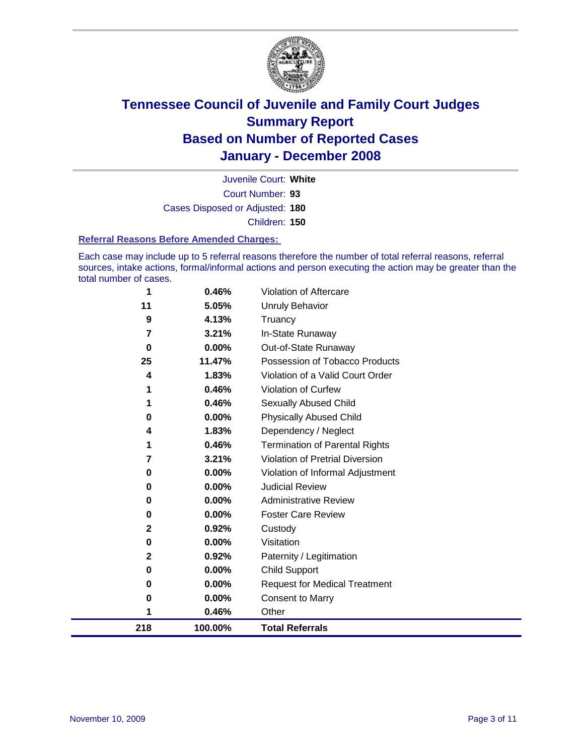# Tennessee Council of Juvenile and Family Court Judges
# Summary Report
# Based on Number of Reported Cases
# January - December 2008

Juvenile Court: **White**

Court Number: **93**

Cases Disposed or Adjusted: **180**

Children: **150**

### Referral Reasons Before Amended Charges:

Each case may include up to 5 referral reasons therefore the number of total referral reasons, referral sources, intake actions, formal/informal actions and person executing the action may be greater than the total number of cases.

| | | |
|---|---|---|
| 1 | 0.46% | Violation of Aftercare |
| 11 | 5.05% | Unruly Behavior |
| 9 | 4.13% | Truancy |
| 7 | 3.21% | In-State Runaway |
| 0 | 0.00% | Out-of-State Runaway |
| 25 | 11.47% | Possession of Tobacco Products |
| 4 | 1.83% | Violation of a Valid Court Order |
| 1 | 0.46% | Violation of Curfew |
| 1 | 0.46% | Sexually Abused Child |
| 0 | 0.00% | Physically Abused Child |
| 4 | 1.83% | Dependency / Neglect |
| 1 | 0.46% | Termination of Parental Rights |
| 7 | 3.21% | Violation of Pretrial Diversion |
| 0 | 0.00% | Violation of Informal Adjustment |
| 0 | 0.00% | Judicial Review |
| 0 | 0.00% | Administrative Review |
| 0 | 0.00% | Foster Care Review |
| 2 | 0.92% | Custody |
| 0 | 0.00% | Visitation |
| 2 | 0.92% | Paternity / Legitimation |
| 0 | 0.00% | Child Support |
| 0 | 0.00% | Request for Medical Treatment |
| 0 | 0.00% | Consent to Marry |
| 1 | 0.46% | Other |
| **218** | **100.00%** | **Total Referrals** |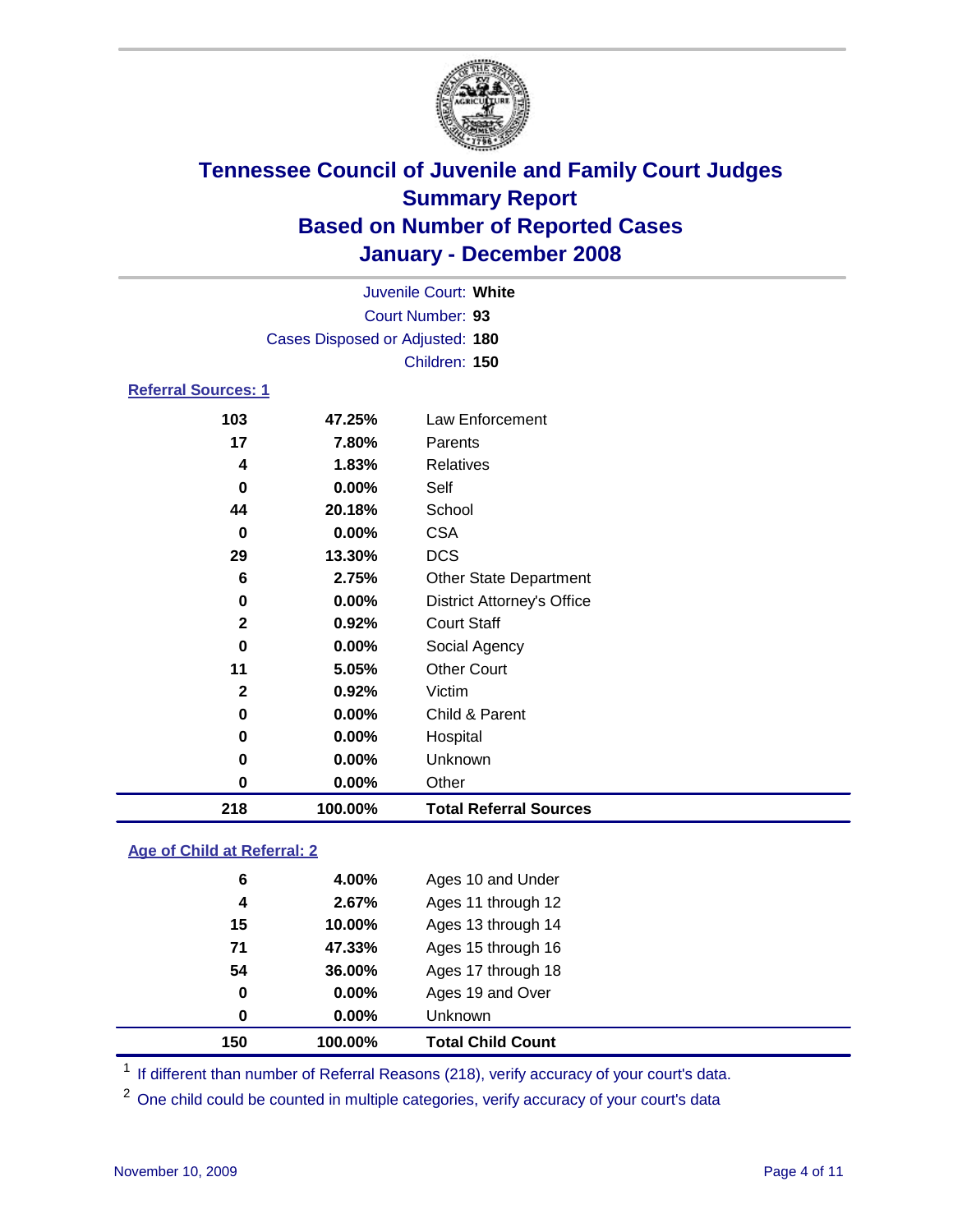# Tennessee Council of Juvenile and Family Court Judges
## Summary Report
## Based on Number of Reported Cases
## January - December 2008

Juvenile Court: **White**
Court Number: **93**
Cases Disposed or Adjusted: **180**
Children: **150**

### Referral Sources: 1

| Count | Percent | Source |
|---|---|---|
| 103 | 47.25% | Law Enforcement |
| 17 | 7.80% | Parents |
| 4 | 1.83% | Relatives |
| 0 | 0.00% | Self |
| 44 | 20.18% | School |
| 0 | 0.00% | CSA |
| 29 | 13.30% | DCS |
| 6 | 2.75% | Other State Department |
| 0 | 0.00% | District Attorney's Office |
| 2 | 0.92% | Court Staff |
| 0 | 0.00% | Social Agency |
| 11 | 5.05% | Other Court |
| 2 | 0.92% | Victim |
| 0 | 0.00% | Child & Parent |
| 0 | 0.00% | Hospital |
| 0 | 0.00% | Unknown |
| 0 | 0.00% | Other |
| **218** | **100.00%** | **Total Referral Sources** |

### Age of Child at Referral: 2

| Count | Percent | Age |
|---|---|---|
| 6 | 4.00% | Ages 10 and Under |
| 4 | 2.67% | Ages 11 through 12 |
| 15 | 10.00% | Ages 13 through 14 |
| 71 | 47.33% | Ages 15 through 16 |
| 54 | 36.00% | Ages 17 through 18 |
| 0 | 0.00% | Ages 19 and Over |
| 0 | 0.00% | Unknown |
| **150** | **100.00%** | **Total Child Count** |

[1] If different than number of Referral Reasons (218), verify accuracy of your court's data.

[2] One child could be counted in multiple categories, verify accuracy of your court's data

November 10, 2009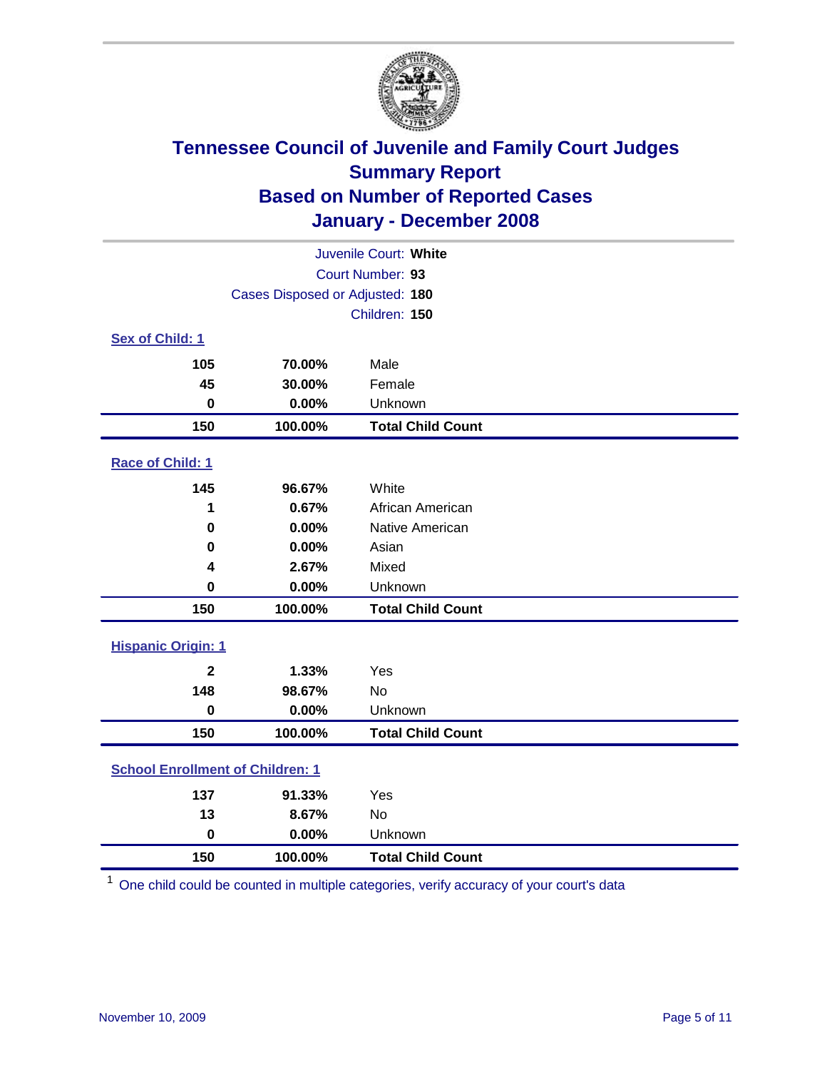# Tennessee Council of Juvenile and Family Court Judges
## Summary Report
## Based on Number of Reported Cases
## January - December 2008

Juvenile Court: **White**

Court Number: **93**

Cases Disposed or Adjusted: **180**

Children: **150**

### Sex of Child: 1

| | | |
|---|---|---|
| **105** | **70.00%** | Male |
| **45** | **30.00%** | Female |
| **0** | **0.00%** | Unknown |
| **150** | **100.00%** | **Total Child Count** |

### Race of Child: 1

| | | |
|---|---|---|
| **145** | **96.67%** | White |
| **1** | **0.67%** | African American |
| **0** | **0.00%** | Native American |
| **0** | **0.00%** | Asian |
| **4** | **2.67%** | Mixed |
| **0** | **0.00%** | Unknown |
| **150** | **100.00%** | **Total Child Count** |

### Hispanic Origin: 1

| | | |
|---|---|---|
| **2** | **1.33%** | Yes |
| **148** | **98.67%** | No |
| **0** | **0.00%** | Unknown |
| **150** | **100.00%** | **Total Child Count** |

### School Enrollment of Children: 1

| | | |
|---|---|---|
| **137** | **91.33%** | Yes |
| **13** | **8.67%** | No |
| **0** | **0.00%** | Unknown |
| **150** | **100.00%** | **Total Child Count** |

[1] One child could be counted in multiple categories, verify accuracy of your court's data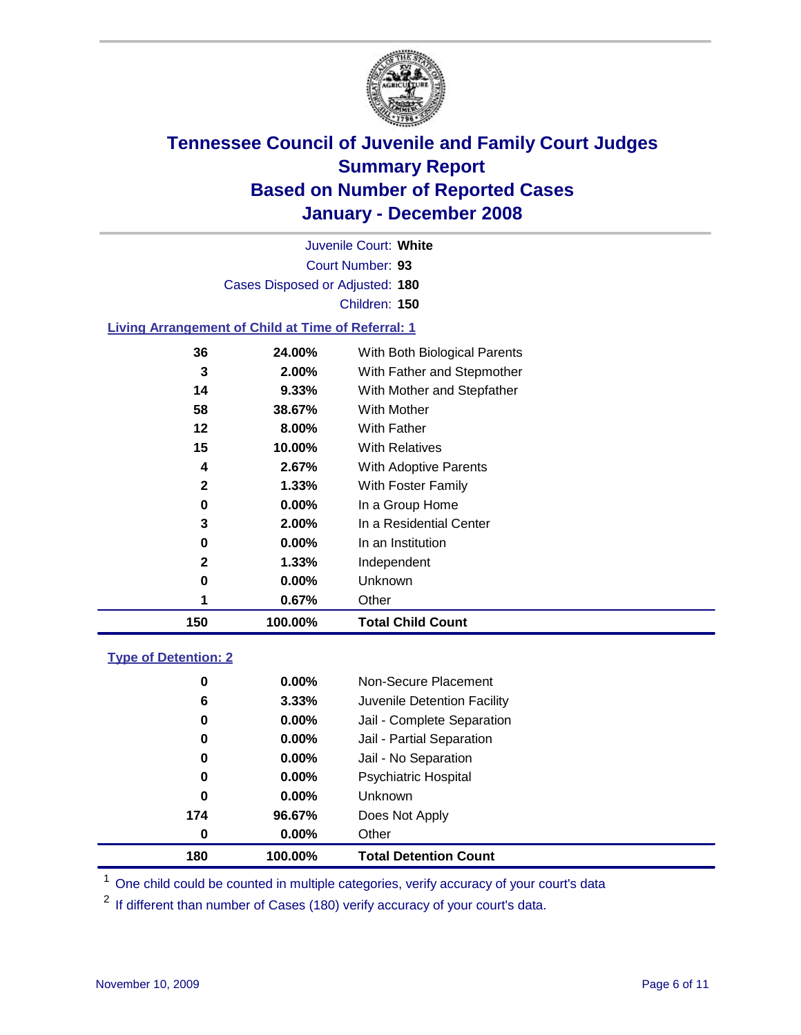# Tennessee Council of Juvenile and Family Court Judges
## Summary Report
## Based on Number of Reported Cases
## January - December 2008

Juvenile Court: **White**
Court Number: **93**
Cases Disposed or Adjusted: **180**
Children: **150**

### Living Arrangement of Child at Time of Referral: 1

| Count | Percent | Category |
|---|---|---|
| 36 | 24.00% | With Both Biological Parents |
| 3 | 2.00% | With Father and Stepmother |
| 14 | 9.33% | With Mother and Stepfather |
| 58 | 38.67% | With Mother |
| 12 | 8.00% | With Father |
| 15 | 10.00% | With Relatives |
| 4 | 2.67% | With Adoptive Parents |
| 2 | 1.33% | With Foster Family |
| 0 | 0.00% | In a Group Home |
| 3 | 2.00% | In a Residential Center |
| 0 | 0.00% | In an Institution |
| 2 | 1.33% | Independent |
| 0 | 0.00% | Unknown |
| 1 | 0.67% | Other |
| **150** | **100.00%** | **Total Child Count** |

### Type of Detention: 2

| Count | Percent | Category |
|---|---|---|
| 0 | 0.00% | Non-Secure Placement |
| 6 | 3.33% | Juvenile Detention Facility |
| 0 | 0.00% | Jail - Complete Separation |
| 0 | 0.00% | Jail - Partial Separation |
| 0 | 0.00% | Jail - No Separation |
| 0 | 0.00% | Psychiatric Hospital |
| 0 | 0.00% | Unknown |
| 174 | 96.67% | Does Not Apply |
| 0 | 0.00% | Other |
| **180** | **100.00%** | **Total Detention Count** |

[1] One child could be counted in multiple categories, verify accuracy of your court's data

[2] If different than number of Cases (180) verify accuracy of your court's data.

November 10, 2009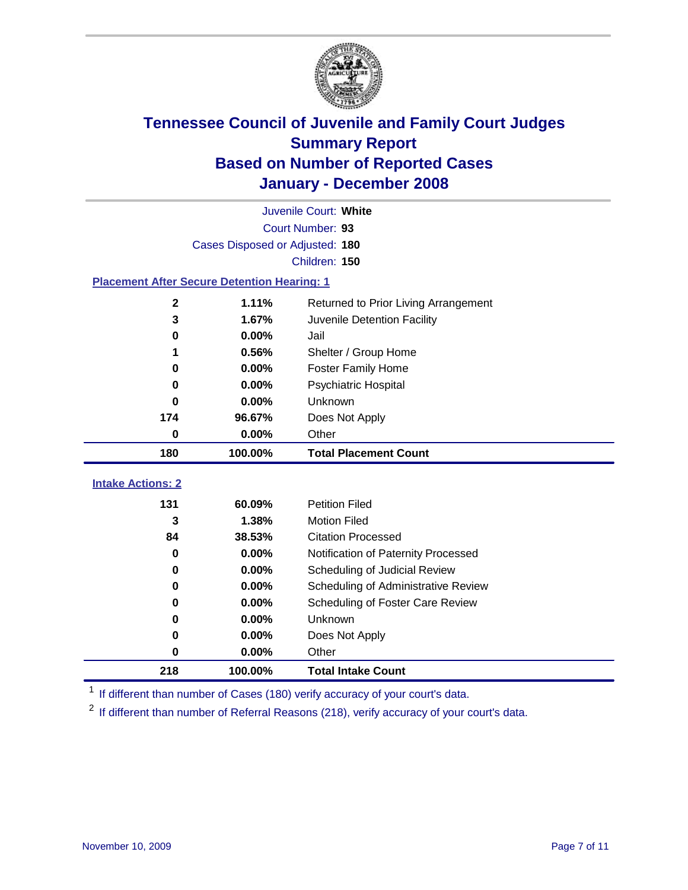# Tennessee Council of Juvenile and Family Court Judges
## Summary Report
## Based on Number of Reported Cases
## January - December 2008

Juvenile Court: **White**

Court Number: **93**

Cases Disposed or Adjusted: **180**

Children: **150**

### Placement After Secure Detention Hearing: 1

| Count | Percent | Placement |
|---|---|---|
| 2 | 1.11% | Returned to Prior Living Arrangement |
| 3 | 1.67% | Juvenile Detention Facility |
| 0 | 0.00% | Jail |
| 1 | 0.56% | Shelter / Group Home |
| 0 | 0.00% | Foster Family Home |
| 0 | 0.00% | Psychiatric Hospital |
| 0 | 0.00% | Unknown |
| 174 | 96.67% | Does Not Apply |
| 0 | 0.00% | Other |
| **180** | **100.00%** | **Total Placement Count** |

### Intake Actions: 2

| Count | Percent | Intake Action |
|---|---|---|
| 131 | 60.09% | Petition Filed |
| 3 | 1.38% | Motion Filed |
| 84 | 38.53% | Citation Processed |
| 0 | 0.00% | Notification of Paternity Processed |
| 0 | 0.00% | Scheduling of Judicial Review |
| 0 | 0.00% | Scheduling of Administrative Review |
| 0 | 0.00% | Scheduling of Foster Care Review |
| 0 | 0.00% | Unknown |
| 0 | 0.00% | Does Not Apply |
| 0 | 0.00% | Other |
| **218** | **100.00%** | **Total Intake Count** |

[1] If different than number of Cases (180) verify accuracy of your court's data.

[2] If different than number of Referral Reasons (218), verify accuracy of your court's data.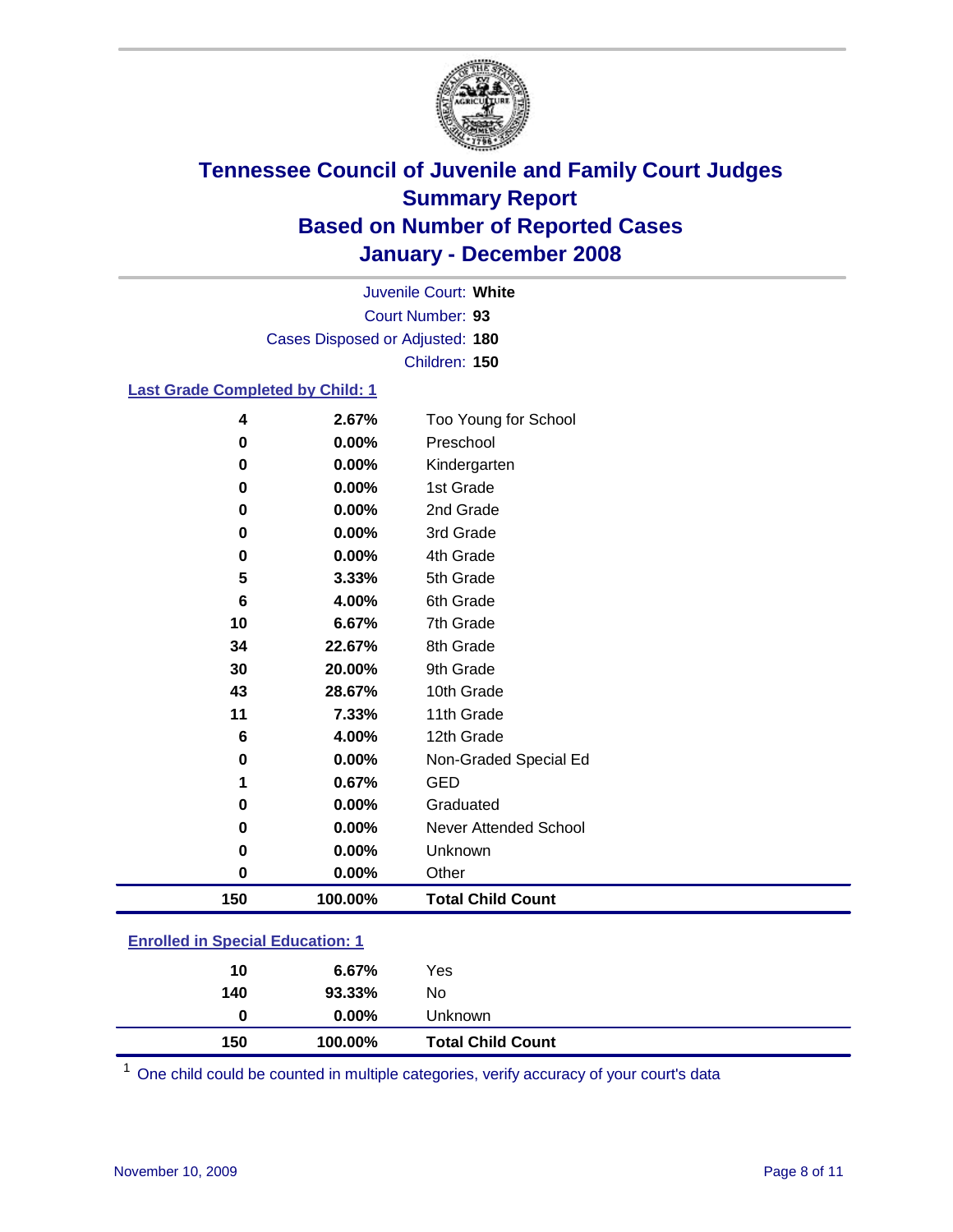# Tennessee Council of Juvenile and Family Court Judges
## Summary Report
## Based on Number of Reported Cases
## January - December 2008

Juvenile Court: **White**
Court Number: **93**
Cases Disposed or Adjusted: **180**
Children: **150**

### Last Grade Completed by Child: 1

| | | |
|---|---|---|
| 4 | 2.67% | Too Young for School |
| 0 | 0.00% | Preschool |
| 0 | 0.00% | Kindergarten |
| 0 | 0.00% | 1st Grade |
| 0 | 0.00% | 2nd Grade |
| 0 | 0.00% | 3rd Grade |
| 0 | 0.00% | 4th Grade |
| 5 | 3.33% | 5th Grade |
| 6 | 4.00% | 6th Grade |
| 10 | 6.67% | 7th Grade |
| 34 | 22.67% | 8th Grade |
| 30 | 20.00% | 9th Grade |
| 43 | 28.67% | 10th Grade |
| 11 | 7.33% | 11th Grade |
| 6 | 4.00% | 12th Grade |
| 0 | 0.00% | Non-Graded Special Ed |
| 1 | 0.67% | GED |
| 0 | 0.00% | Graduated |
| 0 | 0.00% | Never Attended School |
| 0 | 0.00% | Unknown |
| 0 | 0.00% | Other |
| **150** | **100.00%** | **Total Child Count** |

### Enrolled in Special Education: 1

| | | |
|---|---|---|
| 10 | 6.67% | Yes |
| 140 | 93.33% | No |
| 0 | 0.00% | Unknown |
| **150** | **100.00%** | **Total Child Count** |

[1] One child could be counted in multiple categories, verify accuracy of your court's data

November 10, 2009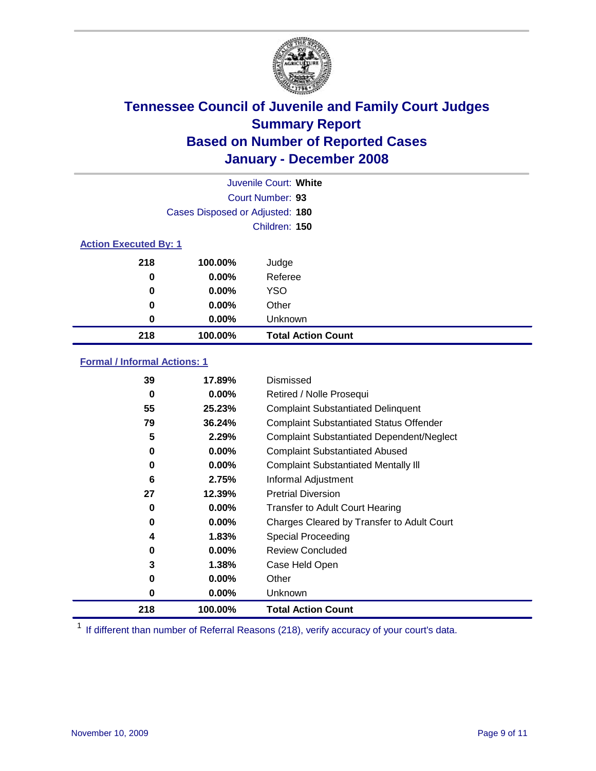# Tennessee Council of Juvenile and Family Court Judges
## Summary Report
## Based on Number of Reported Cases
## January - December 2008

Juvenile Court: **White**

Court Number: **93**

Cases Disposed or Adjusted: **180**

Children: **150**

### Action Executed By: 1

| | | |
|---|---|---|
| 218 | 100.00% | Judge |
| 0 | 0.00% | Referee |
| 0 | 0.00% | YSO |
| 0 | 0.00% | Other |
| 0 | 0.00% | Unknown |
| **218** | **100.00%** | **Total Action Count** |

### Formal / Informal Actions: 1

| | | |
|---|---|---|
| 39 | 17.89% | Dismissed |
| 0 | 0.00% | Retired / Nolle Prosequi |
| 55 | 25.23% | Complaint Substantiated Delinquent |
| 79 | 36.24% | Complaint Substantiated Status Offender |
| 5 | 2.29% | Complaint Substantiated Dependent/Neglect |
| 0 | 0.00% | Complaint Substantiated Abused |
| 0 | 0.00% | Complaint Substantiated Mentally Ill |
| 6 | 2.75% | Informal Adjustment |
| 27 | 12.39% | Pretrial Diversion |
| 0 | 0.00% | Transfer to Adult Court Hearing |
| 0 | 0.00% | Charges Cleared by Transfer to Adult Court |
| 4 | 1.83% | Special Proceeding |
| 0 | 0.00% | Review Concluded |
| 3 | 1.38% | Case Held Open |
| 0 | 0.00% | Other |
| 0 | 0.00% | Unknown |
| **218** | **100.00%** | **Total Action Count** |

[1] If different than number of Referral Reasons (218), verify accuracy of your court's data.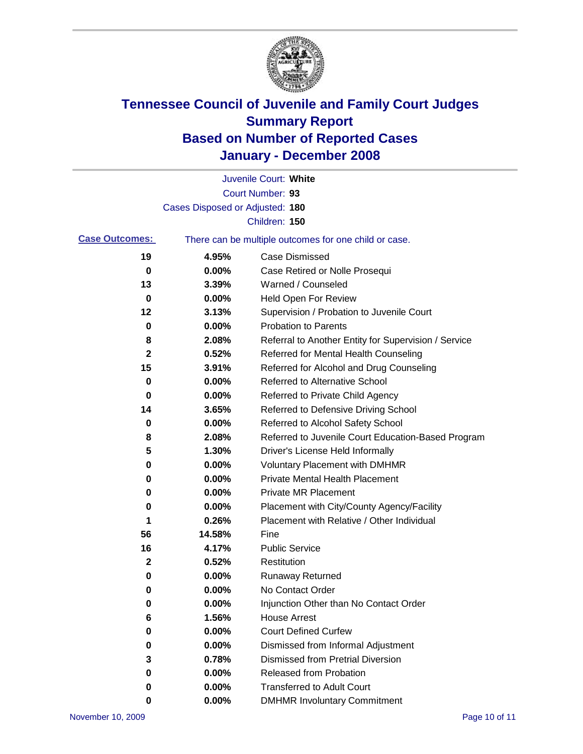# Tennessee Council of Juvenile and Family Court Judges
# Summary Report
# Based on Number of Reported Cases
# January - December 2008

Juvenile Court: **White**

Court Number: **93**

Cases Disposed or Adjusted: **180**

Children: **150**

**Case Outcomes:** There can be multiple outcomes for one child or case.

| Count | Percent | Outcome |
|---|---|---|
| 19 | 4.95% | Case Dismissed |
| 0 | 0.00% | Case Retired or Nolle Prosequi |
| 13 | 3.39% | Warned / Counseled |
| 0 | 0.00% | Held Open For Review |
| 12 | 3.13% | Supervision / Probation to Juvenile Court |
| 0 | 0.00% | Probation to Parents |
| 8 | 2.08% | Referral to Another Entity for Supervision / Service |
| 2 | 0.52% | Referred for Mental Health Counseling |
| 15 | 3.91% | Referred for Alcohol and Drug Counseling |
| 0 | 0.00% | Referred to Alternative School |
| 0 | 0.00% | Referred to Private Child Agency |
| 14 | 3.65% | Referred to Defensive Driving School |
| 0 | 0.00% | Referred to Alcohol Safety School |
| 8 | 2.08% | Referred to Juvenile Court Education-Based Program |
| 5 | 1.30% | Driver's License Held Informally |
| 0 | 0.00% | Voluntary Placement with DMHMR |
| 0 | 0.00% | Private Mental Health Placement |
| 0 | 0.00% | Private MR Placement |
| 0 | 0.00% | Placement with City/County Agency/Facility |
| 1 | 0.26% | Placement with Relative / Other Individual |
| 56 | 14.58% | Fine |
| 16 | 4.17% | Public Service |
| 2 | 0.52% | Restitution |
| 0 | 0.00% | Runaway Returned |
| 0 | 0.00% | No Contact Order |
| 0 | 0.00% | Injunction Other than No Contact Order |
| 6 | 1.56% | House Arrest |
| 0 | 0.00% | Court Defined Curfew |
| 0 | 0.00% | Dismissed from Informal Adjustment |
| 3 | 0.78% | Dismissed from Pretrial Diversion |
| 0 | 0.00% | Released from Probation |
| 0 | 0.00% | Transferred to Adult Court |
| 0 | 0.00% | DMHMR Involuntary Commitment |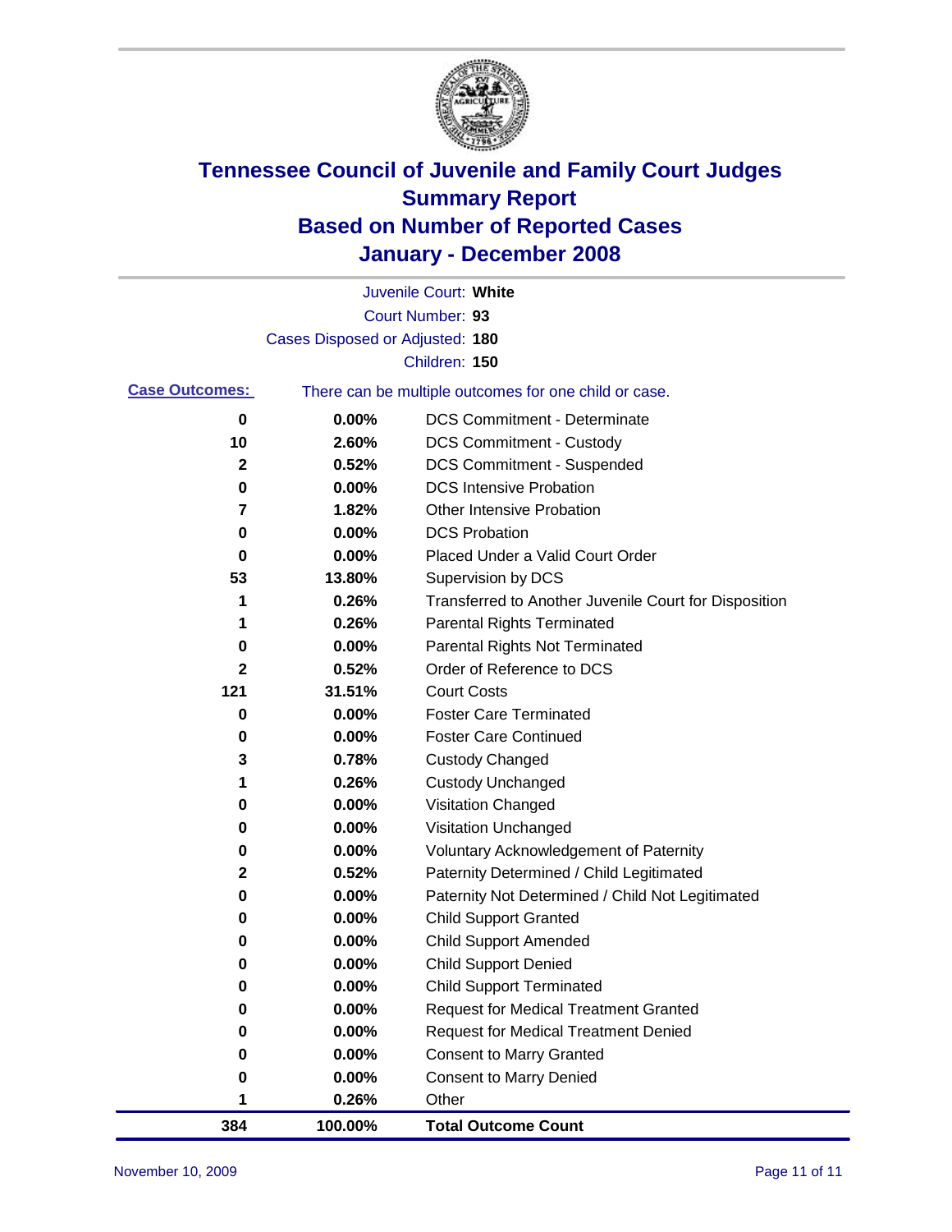# Tennessee Council of Juvenile and Family Court Judges
# Summary Report
# Based on Number of Reported Cases
# January - December 2008

Juvenile Court: **White**

Court Number: **93**

Cases Disposed or Adjusted: **180**

Children: **150**

**Case Outcomes:** There can be multiple outcomes for one child or case.

| | | |
|---|---|---|
| 0 | 0.00% | DCS Commitment - Determinate |
| 10 | 2.60% | DCS Commitment - Custody |
| 2 | 0.52% | DCS Commitment - Suspended |
| 0 | 0.00% | DCS Intensive Probation |
| 7 | 1.82% | Other Intensive Probation |
| 0 | 0.00% | DCS Probation |
| 0 | 0.00% | Placed Under a Valid Court Order |
| 53 | 13.80% | Supervision by DCS |
| 1 | 0.26% | Transferred to Another Juvenile Court for Disposition |
| 1 | 0.26% | Parental Rights Terminated |
| 0 | 0.00% | Parental Rights Not Terminated |
| 2 | 0.52% | Order of Reference to DCS |
| 121 | 31.51% | Court Costs |
| 0 | 0.00% | Foster Care Terminated |
| 0 | 0.00% | Foster Care Continued |
| 3 | 0.78% | Custody Changed |
| 1 | 0.26% | Custody Unchanged |
| 0 | 0.00% | Visitation Changed |
| 0 | 0.00% | Visitation Unchanged |
| 0 | 0.00% | Voluntary Acknowledgement of Paternity |
| 2 | 0.52% | Paternity Determined / Child Legitimated |
| 0 | 0.00% | Paternity Not Determined / Child Not Legitimated |
| 0 | 0.00% | Child Support Granted |
| 0 | 0.00% | Child Support Amended |
| 0 | 0.00% | Child Support Denied |
| 0 | 0.00% | Child Support Terminated |
| 0 | 0.00% | Request for Medical Treatment Granted |
| 0 | 0.00% | Request for Medical Treatment Denied |
| 0 | 0.00% | Consent to Marry Granted |
| 0 | 0.00% | Consent to Marry Denied |
| 1 | 0.26% | Other |
| **384** | **100.00%** | **Total Outcome Count** |

November 10, 2009